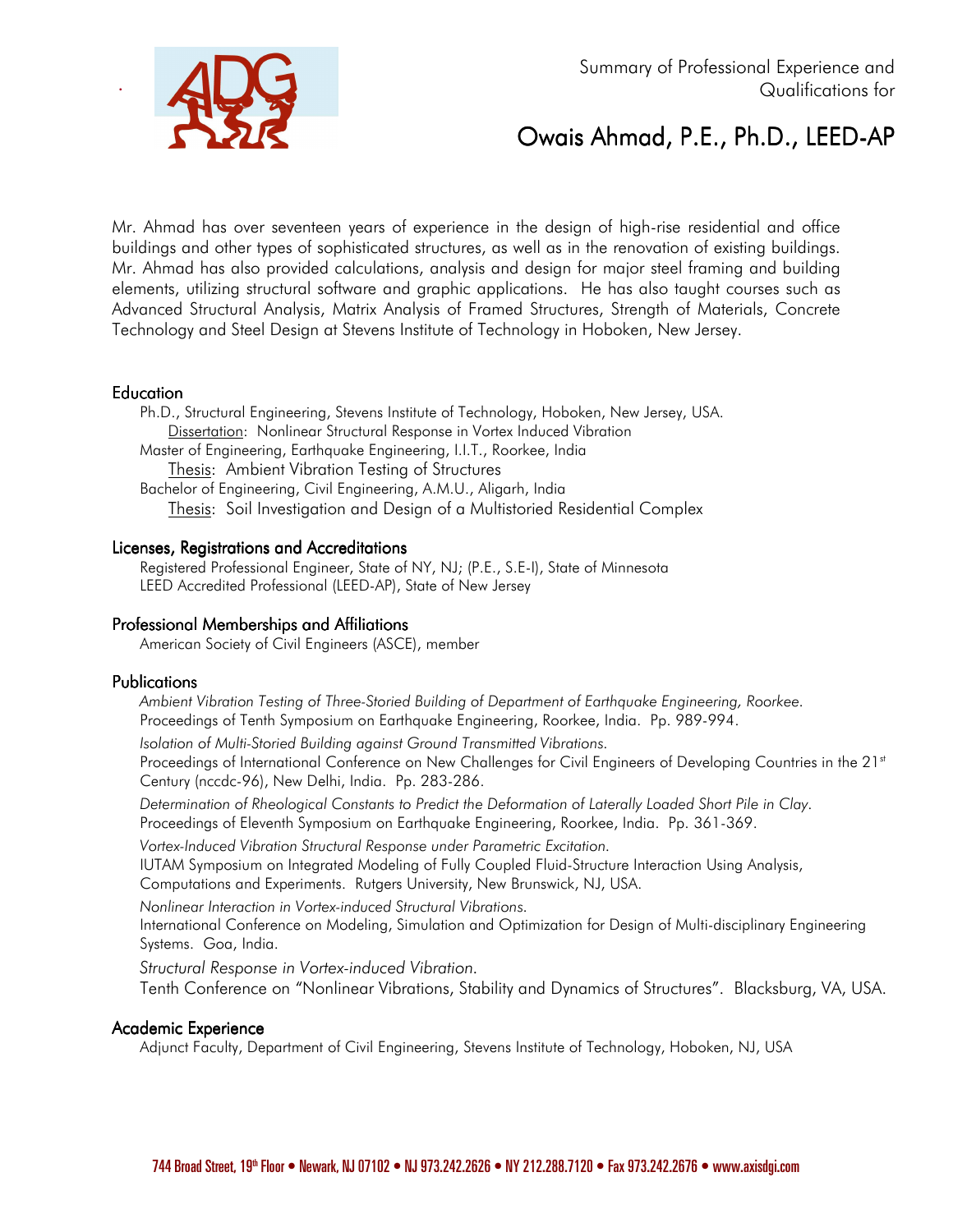Summary of Professional Experience and Qualifications for

# Owais Ahmad, P.E., Ph.D., LEED-AP

Mr. Ahmad has over seventeen years of experience in the design of high-rise residential and office buildings and other types of sophisticated structures, as well as in the renovation of existing buildings. Mr. Ahmad has also provided calculations, analysis and design for major steel framing and building elements, utilizing structural software and graphic applications. He has also taught courses such as Advanced Structural Analysis, Matrix Analysis of Framed Structures, Strength of Materials, Concrete Technology and Steel Design at Stevens Institute of Technology in Hoboken, New Jersey.

## Education

Ph.D., Structural Engineering, Stevens Institute of Technology, Hoboken, New Jersey, USA.
Dissertation: Nonlinear Structural Response in Vortex Induced Vibration

Master of Engineering, Earthquake Engineering, I.I.T., Roorkee, India
Thesis: Ambient Vibration Testing of Structures

Bachelor of Engineering, Civil Engineering, A.M.U., Aligarh, India
Thesis: Soil Investigation and Design of a Multistoried Residential Complex

## Licenses, Registrations and Accreditations

Registered Professional Engineer, State of NY, NJ; (P.E., S.E-I), State of Minnesota
LEED Accredited Professional (LEED-AP), State of New Jersey

## Professional Memberships and Affiliations

American Society of Civil Engineers (ASCE), member

## Publications

*Ambient Vibration Testing of Three-Storied Building of Department of Earthquake Engineering, Roorkee.*
Proceedings of Tenth Symposium on Earthquake Engineering, Roorkee, India. Pp. 989-994.

*Isolation of Multi-Storied Building against Ground Transmitted Vibrations.*
Proceedings of International Conference on New Challenges for Civil Engineers of Developing Countries in the 21st Century (nccdc-96), New Delhi, India. Pp. 283-286.

*Determination of Rheological Constants to Predict the Deformation of Laterally Loaded Short Pile in Clay.*
Proceedings of Eleventh Symposium on Earthquake Engineering, Roorkee, India. Pp. 361-369.

*Vortex-Induced Vibration Structural Response under Parametric Excitation.*
IUTAM Symposium on Integrated Modeling of Fully Coupled Fluid-Structure Interaction Using Analysis, Computations and Experiments. Rutgers University, New Brunswick, NJ, USA.

*Nonlinear Interaction in Vortex-induced Structural Vibrations.*
International Conference on Modeling, Simulation and Optimization for Design of Multi-disciplinary Engineering Systems. Goa, India.

*Structural Response in Vortex-induced Vibration.*
Tenth Conference on "Nonlinear Vibrations, Stability and Dynamics of Structures". Blacksburg, VA, USA.

## Academic Experience

Adjunct Faculty, Department of Civil Engineering, Stevens Institute of Technology, Hoboken, NJ, USA

744 Broad Street, 19th Floor • Newark, NJ 07102 • NJ 973.242.2626 • NY 212.288.7120 • Fax 973.242.2676 • www.axisdgi.com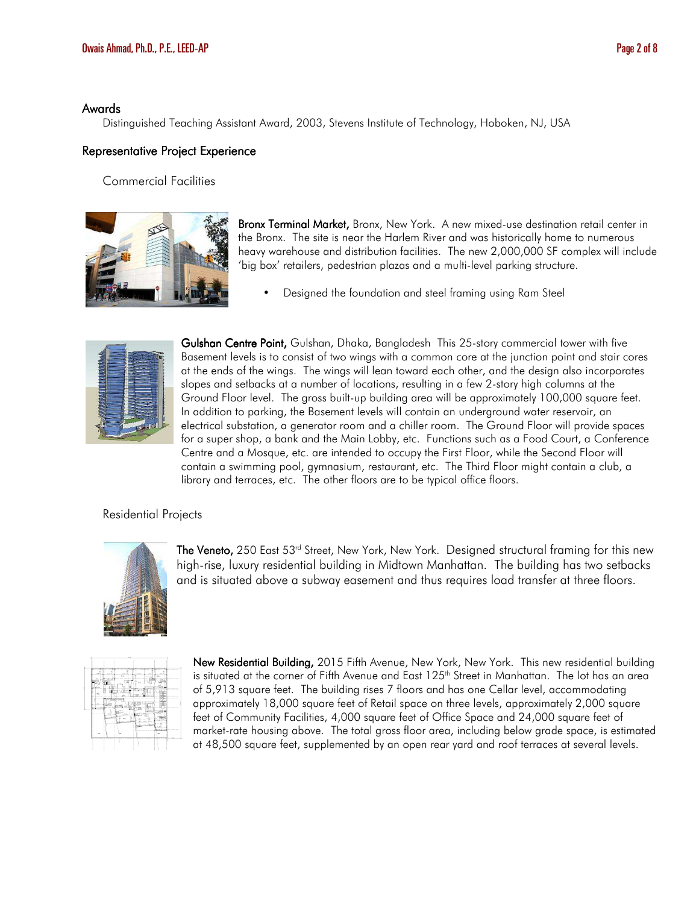## Awards

Distinguished Teaching Assistant Award, 2003, Stevens Institute of Technology, Hoboken, NJ, USA

## Representative Project Experience

### Commercial Facilities

**Bronx Terminal Market,** Bronx, New York. A new mixed-use destination retail center in the Bronx. The site is near the Harlem River and was historically home to numerous heavy warehouse and distribution facilities. The new 2,000,000 SF complex will include 'big box' retailers, pedestrian plazas and a multi-level parking structure.

- Designed the foundation and steel framing using Ram Steel

**Gulshan Centre Point,** Gulshan, Dhaka, Bangladesh This 25-story commercial tower with five Basement levels is to consist of two wings with a common core at the junction point and stair cores at the ends of the wings. The wings will lean toward each other, and the design also incorporates slopes and setbacks at a number of locations, resulting in a few 2-story high columns at the Ground Floor level. The gross built-up building area will be approximately 100,000 square feet. In addition to parking, the Basement levels will contain an underground water reservoir, an electrical substation, a generator room and a chiller room. The Ground Floor will provide spaces for a super shop, a bank and the Main Lobby, etc. Functions such as a Food Court, a Conference Centre and a Mosque, etc. are intended to occupy the First Floor, while the Second Floor will contain a swimming pool, gymnasium, restaurant, etc. The Third Floor might contain a club, a library and terraces, etc. The other floors are to be typical office floors.

### Residential Projects

**The Veneto,** 250 East 53rd Street, New York, New York. Designed structural framing for this new high-rise, luxury residential building in Midtown Manhattan. The building has two setbacks and is situated above a subway easement and thus requires load transfer at three floors.

**New Residential Building,** 2015 Fifth Avenue, New York, New York. This new residential building is situated at the corner of Fifth Avenue and East 125th Street in Manhattan. The lot has an area of 5,913 square feet. The building rises 7 floors and has one Cellar level, accommodating approximately 18,000 square feet of Retail space on three levels, approximately 2,000 square feet of Community Facilities, 4,000 square feet of Office Space and 24,000 square feet of market-rate housing above. The total gross floor area, including below grade space, is estimated at 48,500 square feet, supplemented by an open rear yard and roof terraces at several levels.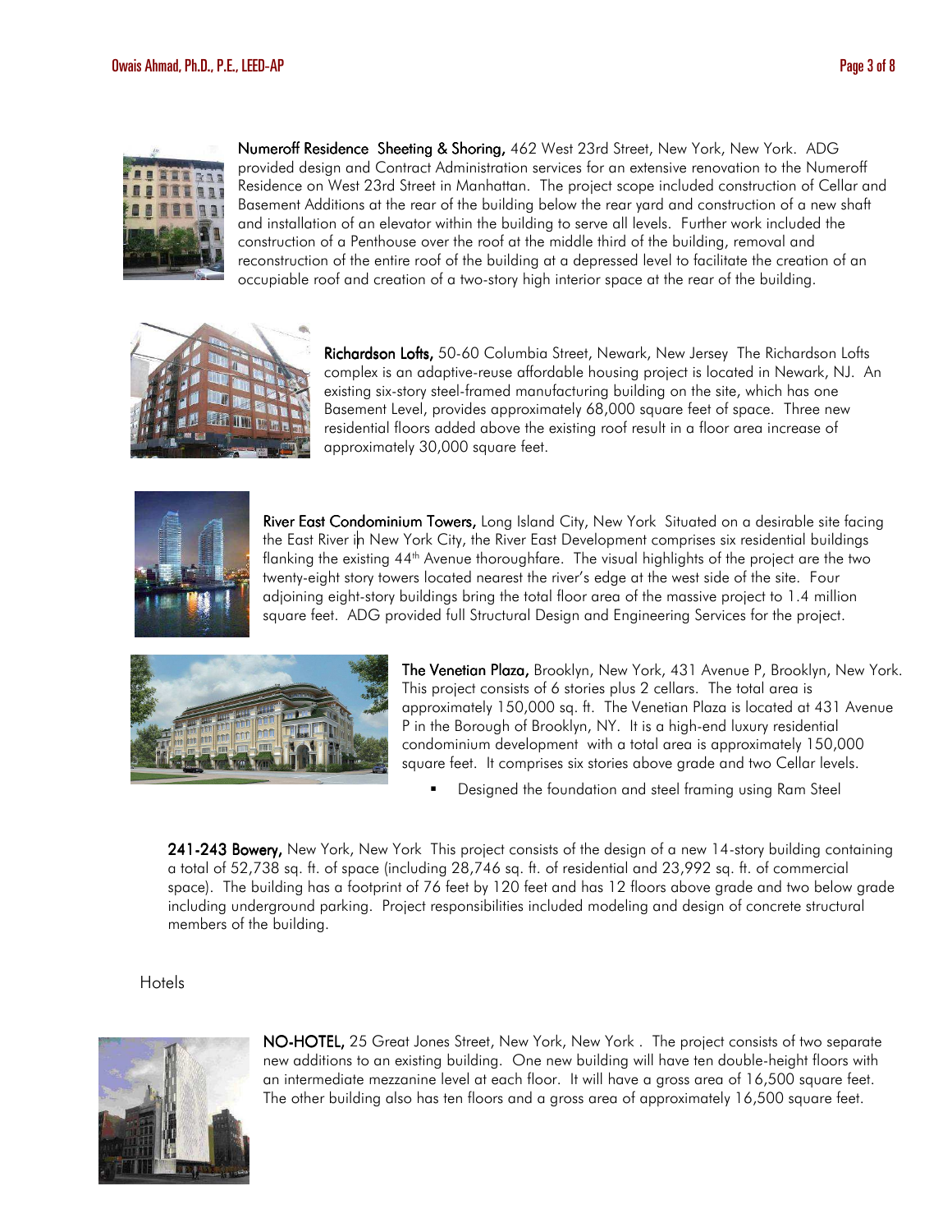**Numeroff Residence Sheeting & Shoring,** 462 West 23rd Street, New York, New York. ADG provided design and Contract Administration services for an extensive renovation to the Numeroff Residence on West 23rd Street in Manhattan. The project scope included construction of Cellar and Basement Additions at the rear of the building below the rear yard and construction of a new shaft and installation of an elevator within the building to serve all levels. Further work included the construction of a Penthouse over the roof at the middle third of the building, removal and reconstruction of the entire roof of the building at a depressed level to facilitate the creation of an occupiable roof and creation of a two-story high interior space at the rear of the building.

**Richardson Lofts,** 50-60 Columbia Street, Newark, New Jersey The Richardson Lofts complex is an adaptive-reuse affordable housing project is located in Newark, NJ. An existing six-story steel-framed manufacturing building on the site, which has one Basement Level, provides approximately 68,000 square feet of space. Three new residential floors added above the existing roof result in a floor area increase of approximately 30,000 square feet.

**River East Condominium Towers,** Long Island City, New York Situated on a desirable site facing the East River in New York City, the River East Development comprises six residential buildings flanking the existing 44th Avenue thoroughfare. The visual highlights of the project are the two twenty-eight story towers located nearest the river's edge at the west side of the site. Four adjoining eight-story buildings bring the total floor area of the massive project to 1.4 million square feet. ADG provided full Structural Design and Engineering Services for the project.

**The Venetian Plaza,** Brooklyn, New York, 431 Avenue P, Brooklyn, New York. This project consists of 6 stories plus 2 cellars. The total area is approximately 150,000 sq. ft. The Venetian Plaza is located at 431 Avenue P in the Borough of Brooklyn, NY. It is a high-end luxury residential condominium development with a total area is approximately 150,000 square feet. It comprises six stories above grade and two Cellar levels.

- Designed the foundation and steel framing using Ram Steel

**241-243 Bowery,** New York, New York This project consists of the design of a new 14-story building containing a total of 52,738 sq. ft. of space (including 28,746 sq. ft. of residential and 23,992 sq. ft. of commercial space). The building has a footprint of 76 feet by 120 feet and has 12 floors above grade and two below grade including underground parking. Project responsibilities included modeling and design of concrete structural members of the building.

Hotels

**NO-HOTEL,** 25 Great Jones Street, New York, New York . The project consists of two separate new additions to an existing building. One new building will have ten double-height floors with an intermediate mezzanine level at each floor. It will have a gross area of 16,500 square feet. The other building also has ten floors and a gross area of approximately 16,500 square feet.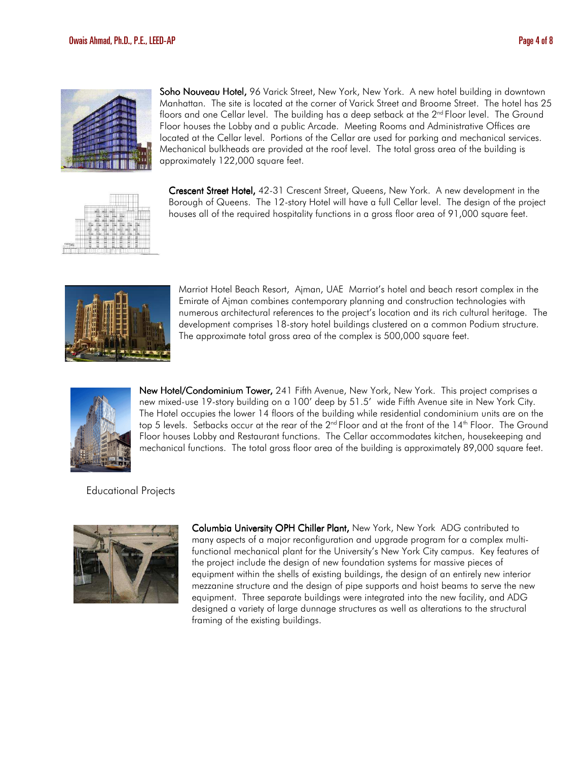**Soho Nouveau Hotel,** 96 Varick Street, New York, New York. A new hotel building in downtown Manhattan. The site is located at the corner of Varick Street and Broome Street. The hotel has 25 floors and one Cellar level. The building has a deep setback at the 2nd Floor level. The Ground Floor houses the Lobby and a public Arcade. Meeting Rooms and Administrative Offices are located at the Cellar level. Portions of the Cellar are used for parking and mechanical services. Mechanical bulkheads are provided at the roof level. The total gross area of the building is approximately 122,000 square feet.

**Crescent Street Hotel,** 42-31 Crescent Street, Queens, New York. A new development in the Borough of Queens. The 12-story Hotel will have a full Cellar level. The design of the project houses all of the required hospitality functions in a gross floor area of 91,000 square feet.

Marriot Hotel Beach Resort, Ajman, UAE Marriot's hotel and beach resort complex in the Emirate of Ajman combines contemporary planning and construction technologies with numerous architectural references to the project's location and its rich cultural heritage. The development comprises 18-story hotel buildings clustered on a common Podium structure. The approximate total gross area of the complex is 500,000 square feet.

**New Hotel/Condominium Tower,** 241 Fifth Avenue, New York, New York. This project comprises a new mixed-use 19-story building on a 100' deep by 51.5' wide Fifth Avenue site in New York City. The Hotel occupies the lower 14 floors of the building while residential condominium units are on the top 5 levels. Setbacks occur at the rear of the 2nd Floor and at the front of the 14th Floor. The Ground Floor houses Lobby and Restaurant functions. The Cellar accommodates kitchen, housekeeping and mechanical functions. The total gross floor area of the building is approximately 89,000 square feet.

## Educational Projects

**Columbia University OPH Chiller Plant,** New York, New York ADG contributed to many aspects of a major reconfiguration and upgrade program for a complex multi-functional mechanical plant for the University's New York City campus. Key features of the project include the design of new foundation systems for massive pieces of equipment within the shells of existing buildings, the design of an entirely new interior mezzanine structure and the design of pipe supports and hoist beams to serve the new equipment. Three separate buildings were integrated into the new facility, and ADG designed a variety of large dunnage structures as well as alterations to the structural framing of the existing buildings.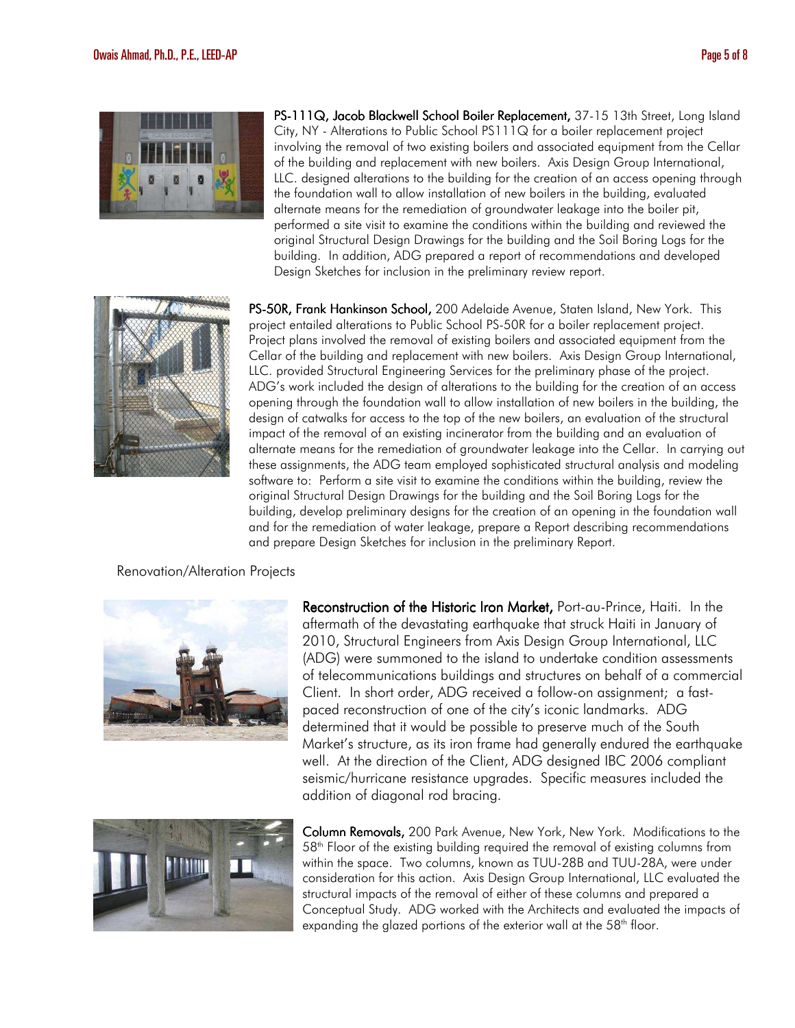**PS-111Q, Jacob Blackwell School Boiler Replacement,** 37-15 13th Street, Long Island City, NY - Alterations to Public School PS111Q for a boiler replacement project involving the removal of two existing boilers and associated equipment from the Cellar of the building and replacement with new boilers. Axis Design Group International, LLC. designed alterations to the building for the creation of an access opening through the foundation wall to allow installation of new boilers in the building, evaluated alternate means for the remediation of groundwater leakage into the boiler pit, performed a site visit to examine the conditions within the building and reviewed the original Structural Design Drawings for the building and the Soil Boring Logs for the building. In addition, ADG prepared a report of recommendations and developed Design Sketches for inclusion in the preliminary review report.

**PS-50R, Frank Hankinson School,** 200 Adelaide Avenue, Staten Island, New York. This project entailed alterations to Public School PS-50R for a boiler replacement project. Project plans involved the removal of existing boilers and associated equipment from the Cellar of the building and replacement with new boilers. Axis Design Group International, LLC. provided Structural Engineering Services for the preliminary phase of the project. ADG's work included the design of alterations to the building for the creation of an access opening through the foundation wall to allow installation of new boilers in the building, the design of catwalks for access to the top of the new boilers, an evaluation of the structural impact of the removal of an existing incinerator from the building and an evaluation of alternate means for the remediation of groundwater leakage into the Cellar. In carrying out these assignments, the ADG team employed sophisticated structural analysis and modeling software to: Perform a site visit to examine the conditions within the building, review the original Structural Design Drawings for the building and the Soil Boring Logs for the building, develop preliminary designs for the creation of an opening in the foundation wall and for the remediation of water leakage, prepare a Report describing recommendations and prepare Design Sketches for inclusion in the preliminary Report.

Renovation/Alteration Projects

**Reconstruction of the Historic Iron Market,** Port-au-Prince, Haiti. In the aftermath of the devastating earthquake that struck Haiti in January of 2010, Structural Engineers from Axis Design Group International, LLC (ADG) were summoned to the island to undertake condition assessments of telecommunications buildings and structures on behalf of a commercial Client. In short order, ADG received a follow-on assignment; a fast-paced reconstruction of one of the city's iconic landmarks. ADG determined that it would be possible to preserve much of the South Market's structure, as its iron frame had generally endured the earthquake well. At the direction of the Client, ADG designed IBC 2006 compliant seismic/hurricane resistance upgrades. Specific measures included the addition of diagonal rod bracing.

**Column Removals,** 200 Park Avenue, New York, New York. Modifications to the 58th Floor of the existing building required the removal of existing columns from within the space. Two columns, known as TUU-28B and TUU-28A, were under consideration for this action. Axis Design Group International, LLC evaluated the structural impacts of the removal of either of these columns and prepared a Conceptual Study. ADG worked with the Architects and evaluated the impacts of expanding the glazed portions of the exterior wall at the 58th floor.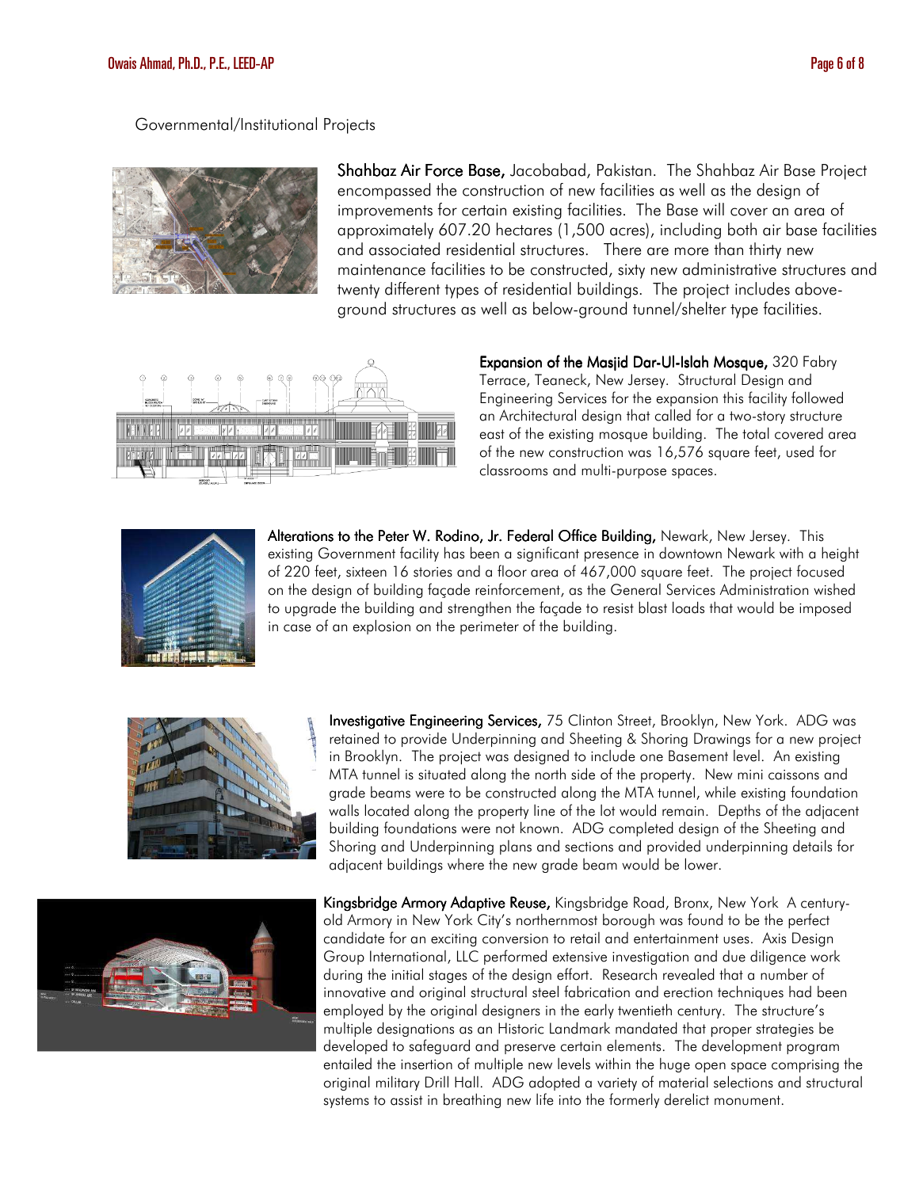Governmental/Institutional Projects

**Shahbaz Air Force Base,** Jacobabad, Pakistan. The Shahbaz Air Base Project encompassed the construction of new facilities as well as the design of improvements for certain existing facilities. The Base will cover an area of approximately 607.20 hectares (1,500 acres), including both air base facilities and associated residential structures. There are more than thirty new maintenance facilities to be constructed, sixty new administrative structures and twenty different types of residential buildings. The project includes above-ground structures as well as below-ground tunnel/shelter type facilities.

**Expansion of the Masjid Dar-Ul-Islah Mosque,** 320 Fabry Terrace, Teaneck, New Jersey. Structural Design and Engineering Services for the expansion this facility followed an Architectural design that called for a two-story structure east of the existing mosque building. The total covered area of the new construction was 16,576 square feet, used for classrooms and multi-purpose spaces.

**Alterations to the Peter W. Rodino, Jr. Federal Office Building,** Newark, New Jersey. This existing Government facility has been a significant presence in downtown Newark with a height of 220 feet, sixteen 16 stories and a floor area of 467,000 square feet. The project focused on the design of building façade reinforcement, as the General Services Administration wished to upgrade the building and strengthen the façade to resist blast loads that would be imposed in case of an explosion on the perimeter of the building.

**Investigative Engineering Services,** 75 Clinton Street, Brooklyn, New York. ADG was retained to provide Underpinning and Sheeting & Shoring Drawings for a new project in Brooklyn. The project was designed to include one Basement level. An existing MTA tunnel is situated along the north side of the property. New mini caissons and grade beams were to be constructed along the MTA tunnel, while existing foundation walls located along the property line of the lot would remain. Depths of the adjacent building foundations were not known. ADG completed design of the Sheeting and Shoring and Underpinning plans and sections and provided underpinning details for adjacent buildings where the new grade beam would be lower.

**Kingsbridge Armory Adaptive Reuse,** Kingsbridge Road, Bronx, New York A century-old Armory in New York City's northernmost borough was found to be the perfect candidate for an exciting conversion to retail and entertainment uses. Axis Design Group International, LLC performed extensive investigation and due diligence work during the initial stages of the design effort. Research revealed that a number of innovative and original structural steel fabrication and erection techniques had been employed by the original designers in the early twentieth century. The structure's multiple designations as an Historic Landmark mandated that proper strategies be developed to safeguard and preserve certain elements. The development program entailed the insertion of multiple new levels within the huge open space comprising the original military Drill Hall. ADG adopted a variety of material selections and structural systems to assist in breathing new life into the formerly derelict monument.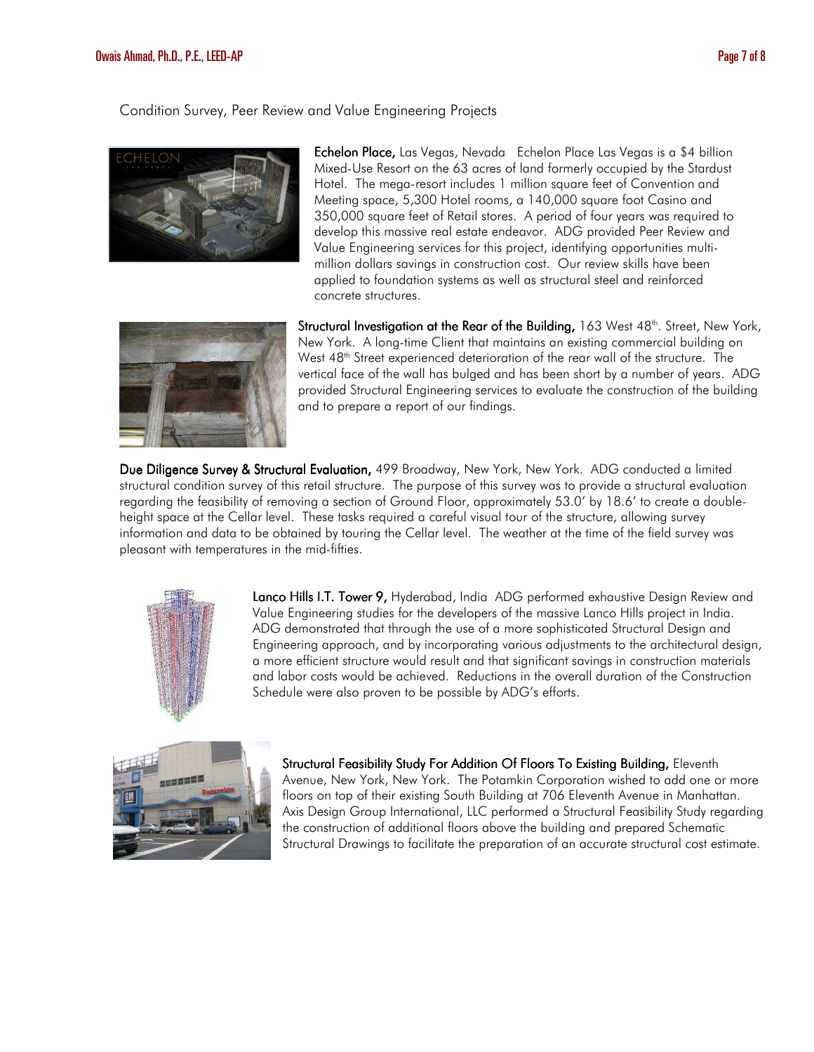## Condition Survey, Peer Review and Value Engineering Projects

**Echelon Place,** Las Vegas, Nevada Echelon Place Las Vegas is a $4 billion Mixed-Use Resort on the 63 acres of land formerly occupied by the Stardust Hotel. The mega-resort includes 1 million square feet of Convention and Meeting space, 5,300 Hotel rooms, a 140,000 square foot Casino and 350,000 square feet of Retail stores. A period of four years was required to develop this massive real estate endeavor. ADG provided Peer Review and Value Engineering services for this project, identifying opportunities multi-million dollars savings in construction cost. Our review skills have been applied to foundation systems as well as structural steel and reinforced concrete structures.

**Structural Investigation at the Rear of the Building,** 163 West 48th. Street, New York, New York. A long-time Client that maintains an existing commercial building on West 48th Street experienced deterioration of the rear wall of the structure. The vertical face of the wall has bulged and has been short by a number of years. ADG provided Structural Engineering services to evaluate the construction of the building and to prepare a report of our findings.

**Due Diligence Survey & Structural Evaluation,** 499 Broadway, New York, New York. ADG conducted a limited structural condition survey of this retail structure. The purpose of this survey was to provide a structural evaluation regarding the feasibility of removing a section of Ground Floor, approximately 53.0' by 18.6' to create a double-height space at the Cellar level. These tasks required a careful visual tour of the structure, allowing survey information and data to be obtained by touring the Cellar level. The weather at the time of the field survey was pleasant with temperatures in the mid-fifties.

**Lanco Hills I.T. Tower 9,** Hyderabad, India ADG performed exhaustive Design Review and Value Engineering studies for the developers of the massive Lanco Hills project in India. ADG demonstrated that through the use of a more sophisticated Structural Design and Engineering approach, and by incorporating various adjustments to the architectural design, a more efficient structure would result and that significant savings in construction materials and labor costs would be achieved. Reductions in the overall duration of the Construction Schedule were also proven to be possible by ADG's efforts.

**Structural Feasibility Study For Addition Of Floors To Existing Building,** Eleventh Avenue, New York, New York. The Potamkin Corporation wished to add one or more floors on top of their existing South Building at 706 Eleventh Avenue in Manhattan. Axis Design Group International, LLC performed a Structural Feasibility Study regarding the construction of additional floors above the building and prepared Schematic Structural Drawings to facilitate the preparation of an accurate structural cost estimate.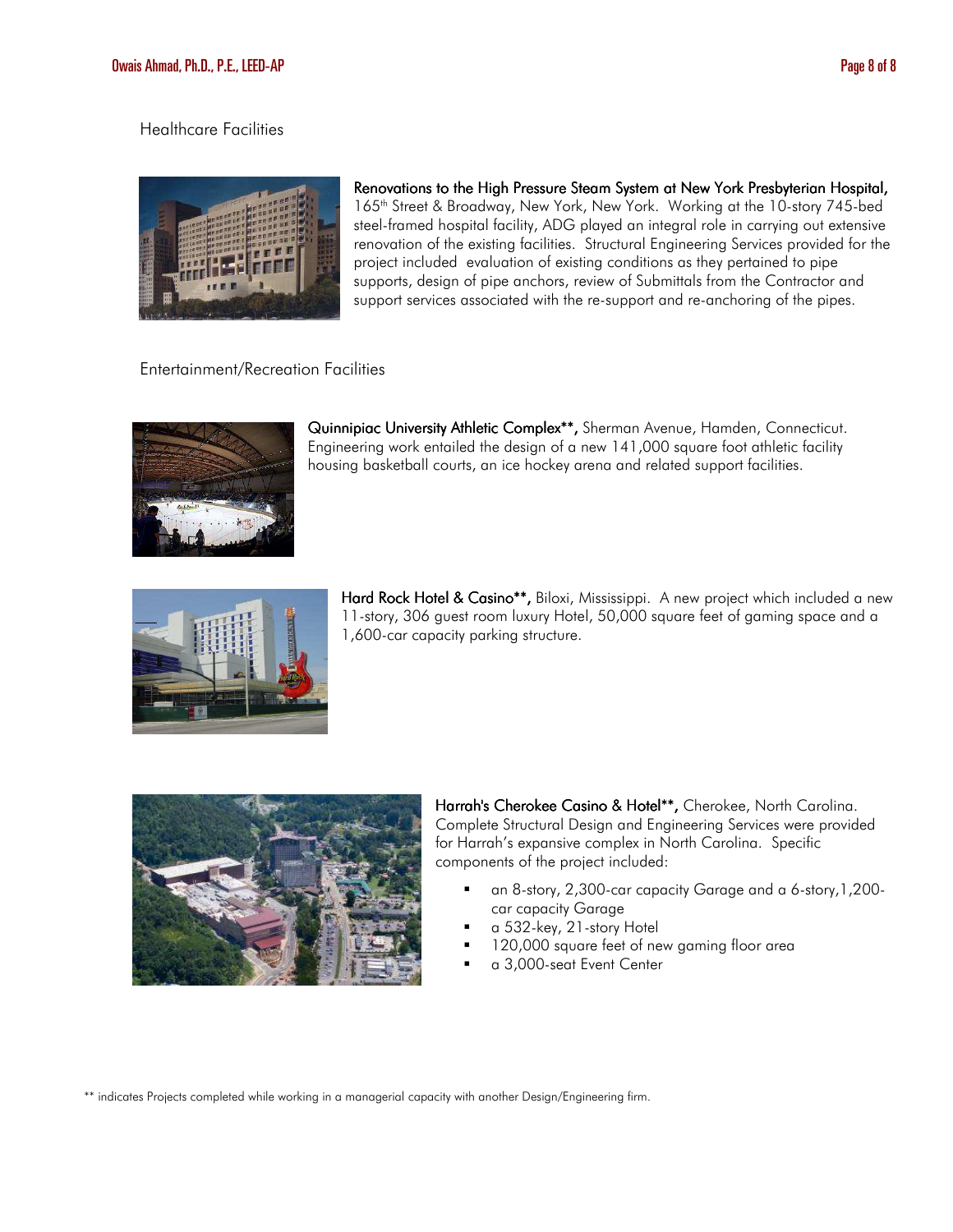## Healthcare Facilities

**Renovations to the High Pressure Steam System at New York Presbyterian Hospital,** 165th Street & Broadway, New York, New York. Working at the 10-story 745-bed steel-framed hospital facility, ADG played an integral role in carrying out extensive renovation of the existing facilities. Structural Engineering Services provided for the project included evaluation of existing conditions as they pertained to pipe supports, design of pipe anchors, review of Submittals from the Contractor and support services associated with the re-support and re-anchoring of the pipes.

## Entertainment/Recreation Facilities

**Quinnipiac University Athletic Complex\*\*,** Sherman Avenue, Hamden, Connecticut. Engineering work entailed the design of a new 141,000 square foot athletic facility housing basketball courts, an ice hockey arena and related support facilities.

**Hard Rock Hotel & Casino\*\*,** Biloxi, Mississippi. A new project which included a new 11-story, 306 guest room luxury Hotel, 50,000 square feet of gaming space and a 1,600-car capacity parking structure.

**Harrah's Cherokee Casino & Hotel\*\*,** Cherokee, North Carolina. Complete Structural Design and Engineering Services were provided for Harrah's expansive complex in North Carolina. Specific components of the project included:

- an 8-story, 2,300-car capacity Garage and a 6-story,1,200-car capacity Garage
- a 532-key, 21-story Hotel
- 120,000 square feet of new gaming floor area
- a 3,000-seat Event Center

\*\* indicates Projects completed while working in a managerial capacity with another Design/Engineering firm.